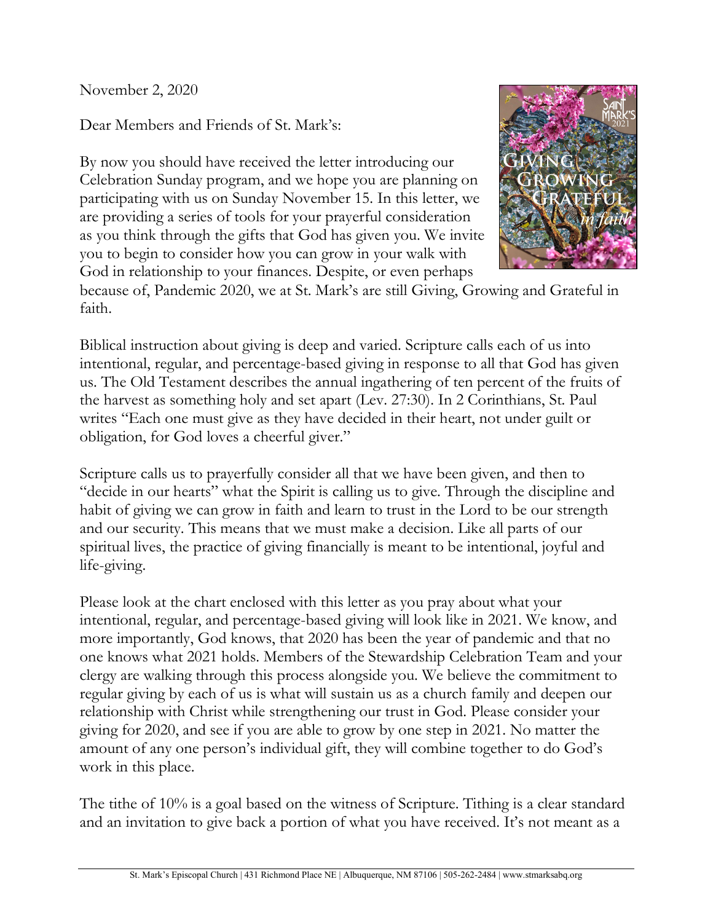November 2, 2020

Dear Members and Friends of St. Mark's:

By now you should have received the letter introducing our Celebration Sunday program, and we hope you are planning on participating with us on Sunday November 15. In this letter, we are providing a series of tools for your prayerful consideration as you think through the gifts that God has given you. We invite you to begin to consider how you can grow in your walk with God in relationship to your finances. Despite, or even perhaps because of, Pandemic 2020, we at St. Mark's are still Giving, Growing and Grateful in faith.

Biblical instruction about giving is deep and varied. Scripture calls each of us into intentional, regular, and percentage-based giving in response to all that God has given us. The Old Testament describes the annual ingathering of ten percent of the fruits of the harvest as something holy and set apart (Lev. 27:30). In 2 Corinthians, St. Paul writes "Each one must give as they have decided in their heart, not under guilt or obligation, for God loves a cheerful giver."

Scripture calls us to prayerfully consider all that we have been given, and then to "decide in our hearts" what the Spirit is calling us to give. Through the discipline and habit of giving we can grow in faith and learn to trust in the Lord to be our strength and our security. This means that we must make a decision. Like all parts of our spiritual lives, the practice of giving financially is meant to be intentional, joyful and life-giving.

Please look at the chart enclosed with this letter as you pray about what your intentional, regular, and percentage-based giving will look like in 2021. We know, and more importantly, God knows, that 2020 has been the year of pandemic and that no one knows what 2021 holds. Members of the Stewardship Celebration Team and your clergy are walking through this process alongside you. We believe the commitment to regular giving by each of us is what will sustain us as a church family and deepen our relationship with Christ while strengthening our trust in God. Please consider your giving for 2020, and see if you are able to grow by one step in 2021. No matter the amount of any one person's individual gift, they will combine together to do God's work in this place.

The tithe of 10% is a goal based on the witness of Scripture. Tithing is a clear standard and an invitation to give back a portion of what you have received. It's not meant as a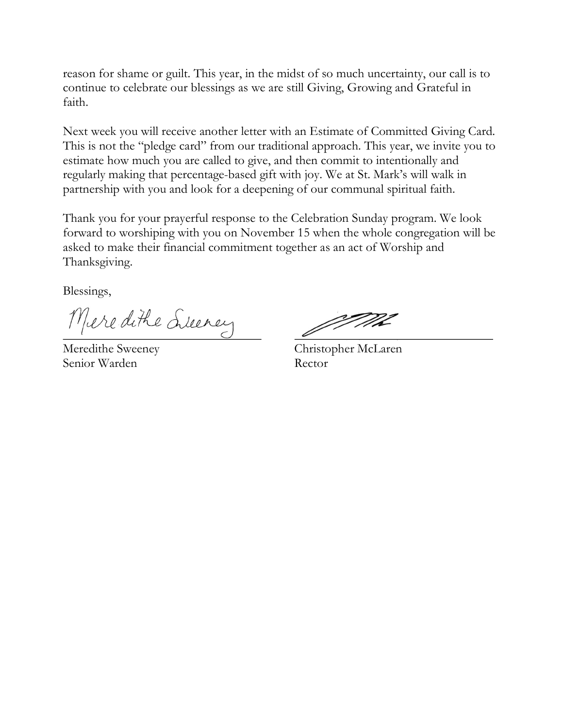reason for shame or guilt. This year, in the midst of so much uncertainty, our call is to continue to celebrate our blessings as we are still Giving, Growing and Grateful in faith.

Next week you will receive another letter with an Estimate of Committed Giving Card. This is not the "pledge card" from our traditional approach. This year, we invite you to estimate how much you are called to give, and then commit to intentionally and regularly making that percentage-based gift with joy. We at St. Mark's will walk in partnership with you and look for a deepening of our communal spiritual faith.

Thank you for your prayerful response to the Celebration Sunday program. We look forward to worshiping with you on November 15 when the whole congregation will be asked to make their financial commitment together as an act of Worship and Thanksgiving.

Blessings,

Meredithe Sweeney
Senior Warden

Christopher McLaren
Rector